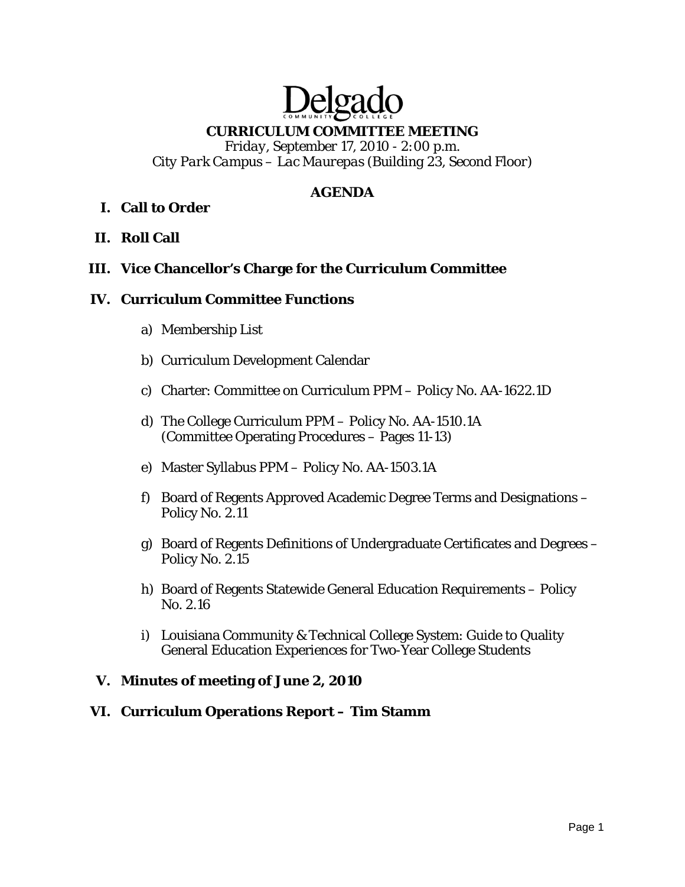# Delgado

## CURRICULUM COMMITTEE MEETING

*Friday, September 17, 2010 - 2:00 p.m.*
*City Park Campus – Lac Maurepas (Building 23, Second Floor)*

### AGENDA

**I. Call to Order**

**II. Roll Call**

**III. Vice Chancellor's Charge for the Curriculum Committee**

**IV. Curriculum Committee Functions**

a) Membership List

b) Curriculum Development Calendar

c) Charter: Committee on Curriculum PPM – Policy No. AA-1622.1D

d) The College Curriculum PPM – Policy No. AA-1510.1A (Committee Operating Procedures – Pages 11-13)

e) Master Syllabus PPM – Policy No. AA-1503.1A

f) Board of Regents Approved Academic Degree Terms and Designations – Policy No. 2.11

g) Board of Regents Definitions of Undergraduate Certificates and Degrees – Policy No. 2.15

h) Board of Regents Statewide General Education Requirements – Policy No. 2.16

i) Louisiana Community & Technical College System: Guide to Quality General Education Experiences for Two-Year College Students

**V. Minutes of meeting of June 2, 2010**

**VI. Curriculum Operations Report – Tim Stamm**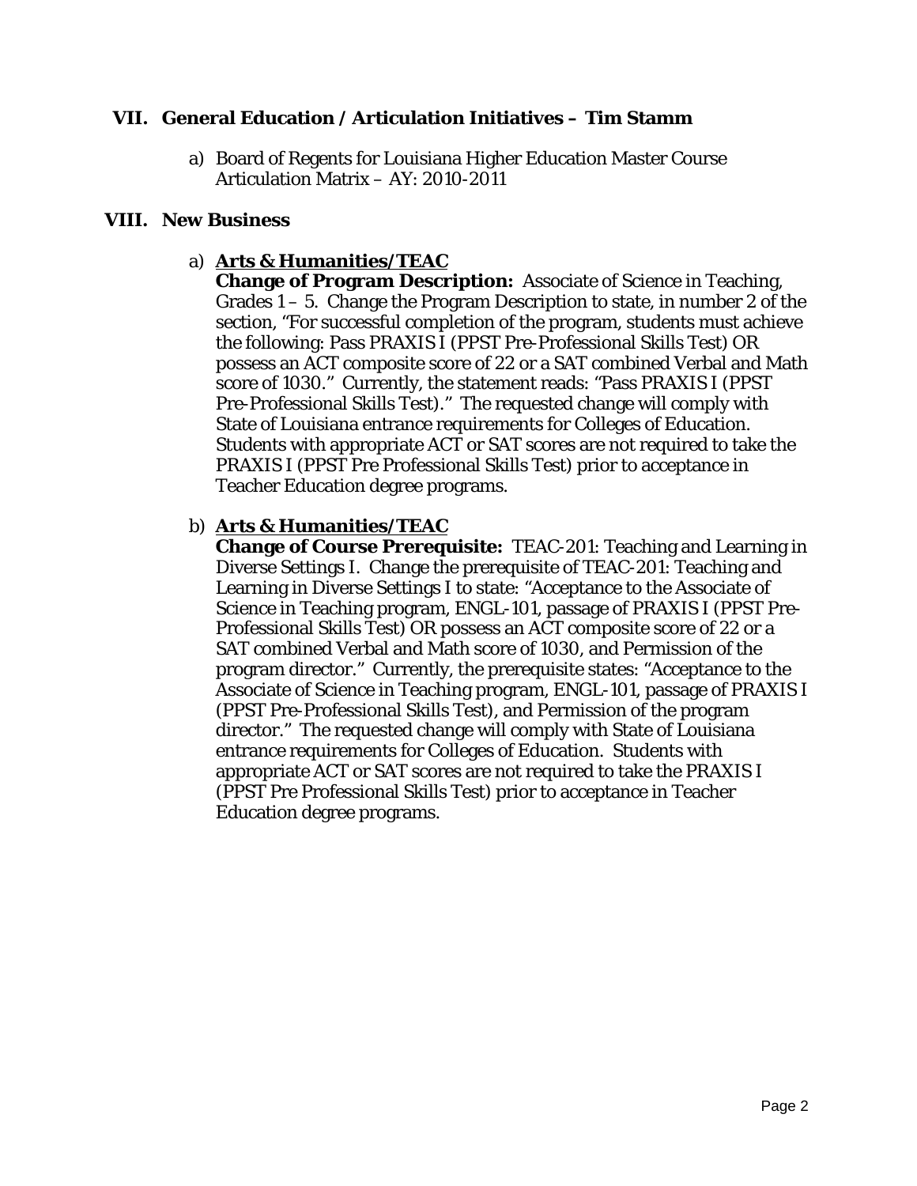## VII. General Education / Articulation Initiatives – Tim Stamm

a) Board of Regents for Louisiana Higher Education Master Course Articulation Matrix – AY: 2010-2011

## VIII. New Business

a) **Arts & Humanities/TEAC**
**Change of Program Description:** Associate of Science in Teaching, Grades 1 – 5. Change the Program Description to state, in number 2 of the section, "For successful completion of the program, students must achieve the following: Pass PRAXIS I (PPST Pre-Professional Skills Test) OR possess an ACT composite score of 22 or a SAT combined Verbal and Math score of 1030." Currently, the statement reads: "Pass PRAXIS I (PPST Pre-Professional Skills Test)." The requested change will comply with State of Louisiana entrance requirements for Colleges of Education. Students with appropriate ACT or SAT scores are not required to take the PRAXIS I (PPST Pre Professional Skills Test) prior to acceptance in Teacher Education degree programs.

b) **Arts & Humanities/TEAC**
**Change of Course Prerequisite:** TEAC-201: Teaching and Learning in Diverse Settings I. Change the prerequisite of TEAC-201: Teaching and Learning in Diverse Settings I to state: "Acceptance to the Associate of Science in Teaching program, ENGL-101, passage of PRAXIS I (PPST Pre-Professional Skills Test) OR possess an ACT composite score of 22 or a SAT combined Verbal and Math score of 1030, and Permission of the program director." Currently, the prerequisite states: "Acceptance to the Associate of Science in Teaching program, ENGL-101, passage of PRAXIS I (PPST Pre-Professional Skills Test), and Permission of the program director." The requested change will comply with State of Louisiana entrance requirements for Colleges of Education. Students with appropriate ACT or SAT scores are not required to take the PRAXIS I (PPST Pre Professional Skills Test) prior to acceptance in Teacher Education degree programs.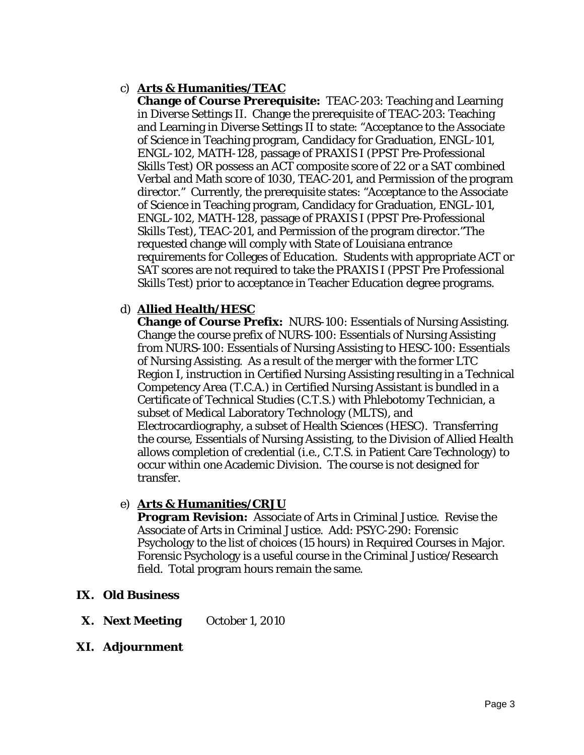c) **Arts & Humanities/TEAC**
   **Change of Course Prerequisite:** TEAC-203: Teaching and Learning in Diverse Settings II. Change the prerequisite of TEAC-203: Teaching and Learning in Diverse Settings II to state: "Acceptance to the Associate of Science in Teaching program, Candidacy for Graduation, ENGL-101, ENGL-102, MATH-128, passage of PRAXIS I (PPST Pre-Professional Skills Test) OR possess an ACT composite score of 22 or a SAT combined Verbal and Math score of 1030, TEAC-201, and Permission of the program director." Currently, the prerequisite states: "Acceptance to the Associate of Science in Teaching program, Candidacy for Graduation, ENGL-101, ENGL-102, MATH-128, passage of PRAXIS I (PPST Pre-Professional Skills Test), TEAC-201, and Permission of the program director."The requested change will comply with State of Louisiana entrance requirements for Colleges of Education. Students with appropriate ACT or SAT scores are not required to take the PRAXIS I (PPST Pre Professional Skills Test) prior to acceptance in Teacher Education degree programs.

d) **Allied Health/HESC**
   **Change of Course Prefix:** NURS-100: Essentials of Nursing Assisting. Change the course prefix of NURS-100: Essentials of Nursing Assisting from NURS-100: Essentials of Nursing Assisting to HESC-100: Essentials of Nursing Assisting. As a result of the merger with the former LTC Region I, instruction in Certified Nursing Assisting resulting in a Technical Competency Area (T.C.A.) in Certified Nursing Assistant is bundled in a Certificate of Technical Studies (C.T.S.) with Phlebotomy Technician, a subset of Medical Laboratory Technology (MLTS), and Electrocardiography, a subset of Health Sciences (HESC). Transferring the course, Essentials of Nursing Assisting, to the Division of Allied Health allows completion of credential (i.e., C.T.S. in Patient Care Technology) to occur within one Academic Division. The course is not designed for transfer.

e) **Arts & Humanities/CRJU**
   **Program Revision:** Associate of Arts in Criminal Justice. Revise the Associate of Arts in Criminal Justice. Add: PSYC-290: Forensic Psychology to the list of choices (15 hours) in Required Courses in Major. Forensic Psychology is a useful course in the Criminal Justice/Research field. Total program hours remain the same.

**IX. Old Business**

**X. Next Meeting** October 1, 2010

**XI. Adjournment**